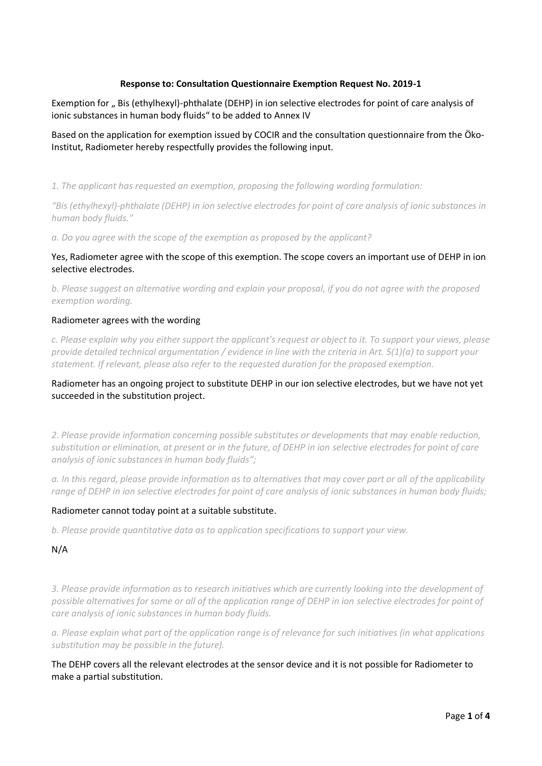**Response to: Consultation Questionnaire Exemption Request No. 2019-1**

Exemption for „ Bis (ethylhexyl)-phthalate (DEHP) in ion selective electrodes for point of care analysis of ionic substances in human body fluids" to be added to Annex IV

Based on the application for exemption issued by COCIR and the consultation questionnaire from the Öko-Institut, Radiometer hereby respectfully provides the following input.

*1. The applicant has requested an exemption, proposing the following wording formulation:*

*"Bis (ethylhexyl)-phthalate (DEHP) in ion selective electrodes for point of care analysis of ionic substances in human body fluids."*

*a. Do you agree with the scope of the exemption as proposed by the applicant?*

Yes, Radiometer agree with the scope of this exemption. The scope covers an important use of DEHP in ion selective electrodes.

*b. Please suggest an alternative wording and explain your proposal, if you do not agree with the proposed exemption wording.*

Radiometer agrees with the wording

*c. Please explain why you either support the applicant's request or object to it. To support your views, please provide detailed technical argumentation / evidence in line with the criteria in Art. 5(1)(a) to support your statement. If relevant, please also refer to the requested duration for the proposed exemption.*

Radiometer has an ongoing project to substitute DEHP in our ion selective electrodes, but we have not yet succeeded in the substitution project.

*2. Please provide information concerning possible substitutes or developments that may enable reduction, substitution or elimination, at present or in the future, of DEHP in ion selective electrodes for point of care analysis of ionic substances in human body fluids";*

*a. In this regard, please provide information as to alternatives that may cover part or all of the applicability range of DEHP in ion selective electrodes for point of care analysis of ionic substances in human body fluids;*

Radiometer cannot today point at a suitable substitute.

*b. Please provide quantitative data as to application specifications to support your view.*

N/A

*3. Please provide information as to research initiatives which are currently looking into the development of possible alternatives for some or all of the application range of DEHP in ion selective electrodes for point of care analysis of ionic substances in human body fluids.*

*a. Please explain what part of the application range is of relevance for such initiatives (in what applications substitution may be possible in the future).*

The DEHP covers all the relevant electrodes at the sensor device and it is not possible for Radiometer to make a partial substitution.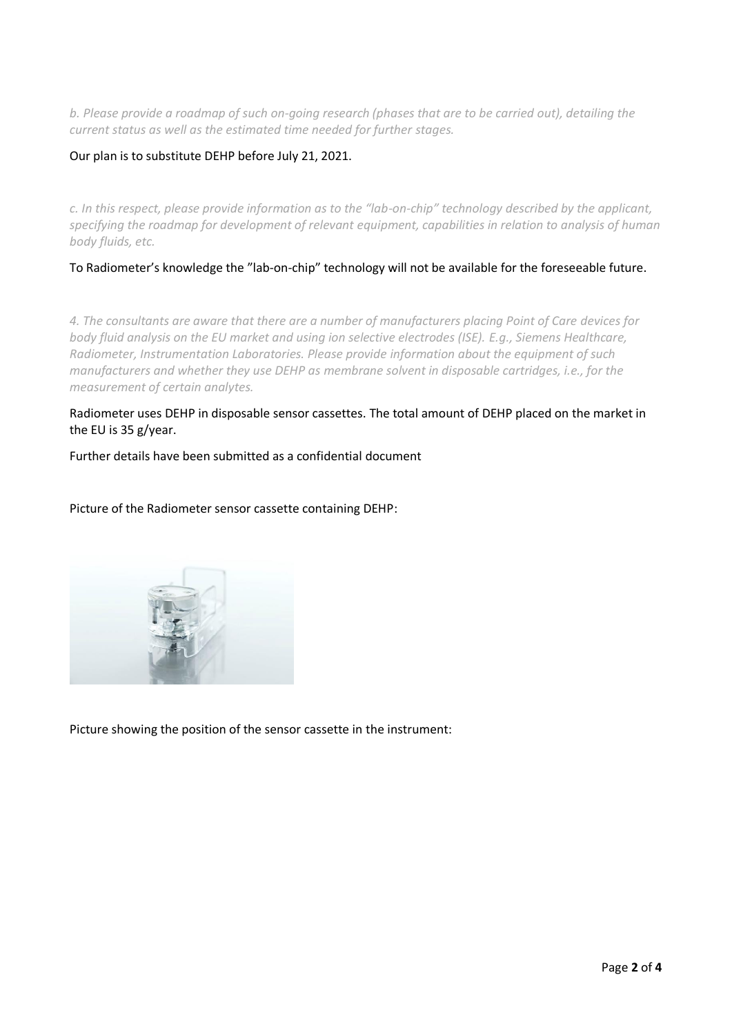*b. Please provide a roadmap of such on-going research (phases that are to be carried out), detailing the current status as well as the estimated time needed for further stages.*

Our plan is to substitute DEHP before July 21, 2021.

*c. In this respect, please provide information as to the "lab-on-chip" technology described by the applicant, specifying the roadmap for development of relevant equipment, capabilities in relation to analysis of human body fluids, etc.*

To Radiometer's knowledge the "lab-on-chip" technology will not be available for the foreseeable future.

*4. The consultants are aware that there are a number of manufacturers placing Point of Care devices for body fluid analysis on the EU market and using ion selective electrodes (ISE). E.g., Siemens Healthcare, Radiometer, Instrumentation Laboratories. Please provide information about the equipment of such manufacturers and whether they use DEHP as membrane solvent in disposable cartridges, i.e., for the measurement of certain analytes.*

Radiometer uses DEHP in disposable sensor cassettes. The total amount of DEHP placed on the market in the EU is 35 g/year.

Further details have been submitted as a confidential document

Picture of the Radiometer sensor cassette containing DEHP:

Picture showing the position of the sensor cassette in the instrument: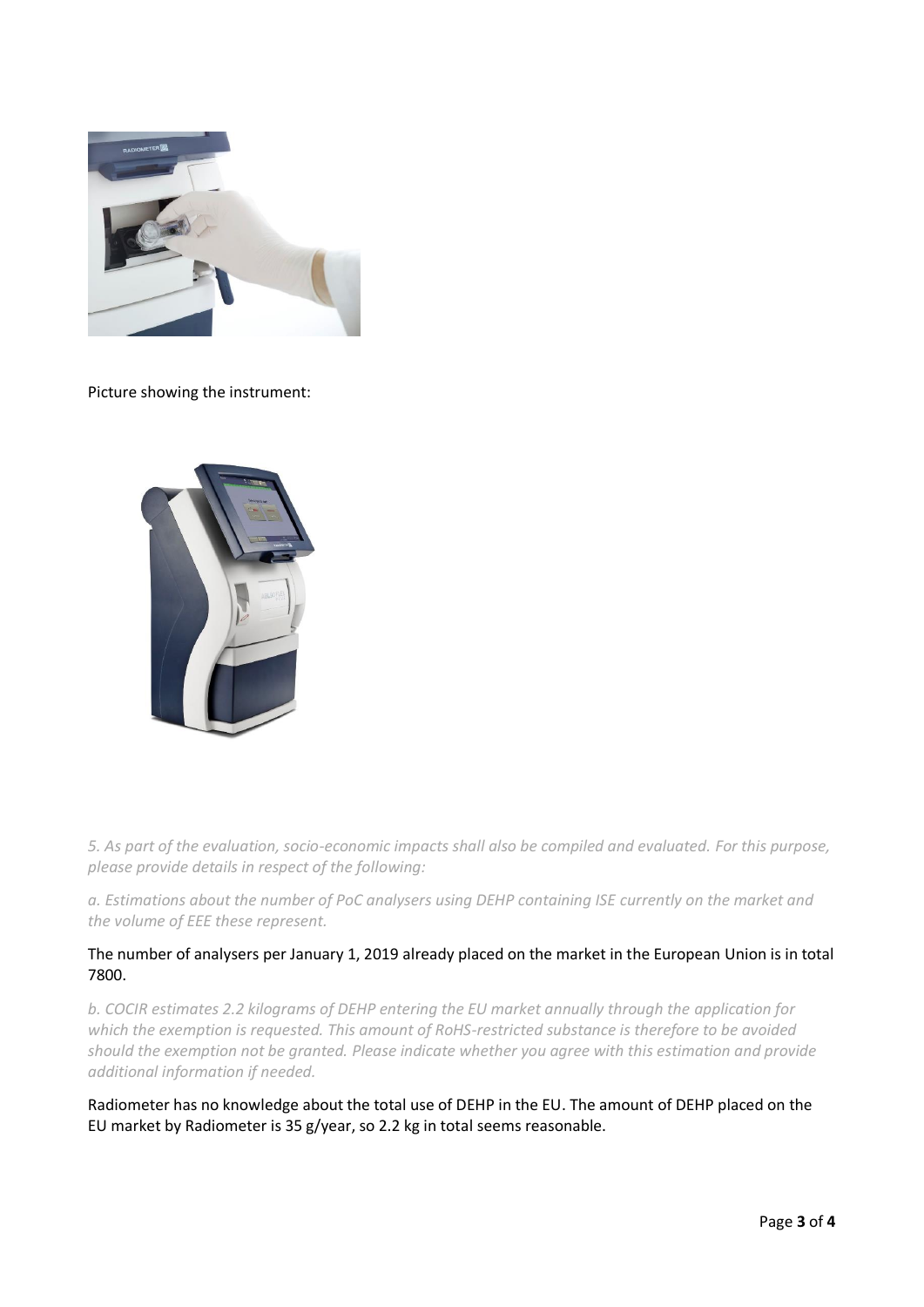Picture showing the instrument:

*5. As part of the evaluation, socio-economic impacts shall also be compiled and evaluated. For this purpose, please provide details in respect of the following:*

*a. Estimations about the number of PoC analysers using DEHP containing ISE currently on the market and the volume of EEE these represent.*

The number of analysers per January 1, 2019 already placed on the market in the European Union is in total 7800.

*b. COCIR estimates 2.2 kilograms of DEHP entering the EU market annually through the application for which the exemption is requested. This amount of RoHS-restricted substance is therefore to be avoided should the exemption not be granted. Please indicate whether you agree with this estimation and provide additional information if needed.*

Radiometer has no knowledge about the total use of DEHP in the EU. The amount of DEHP placed on the EU market by Radiometer is 35 g/year, so 2.2 kg in total seems reasonable.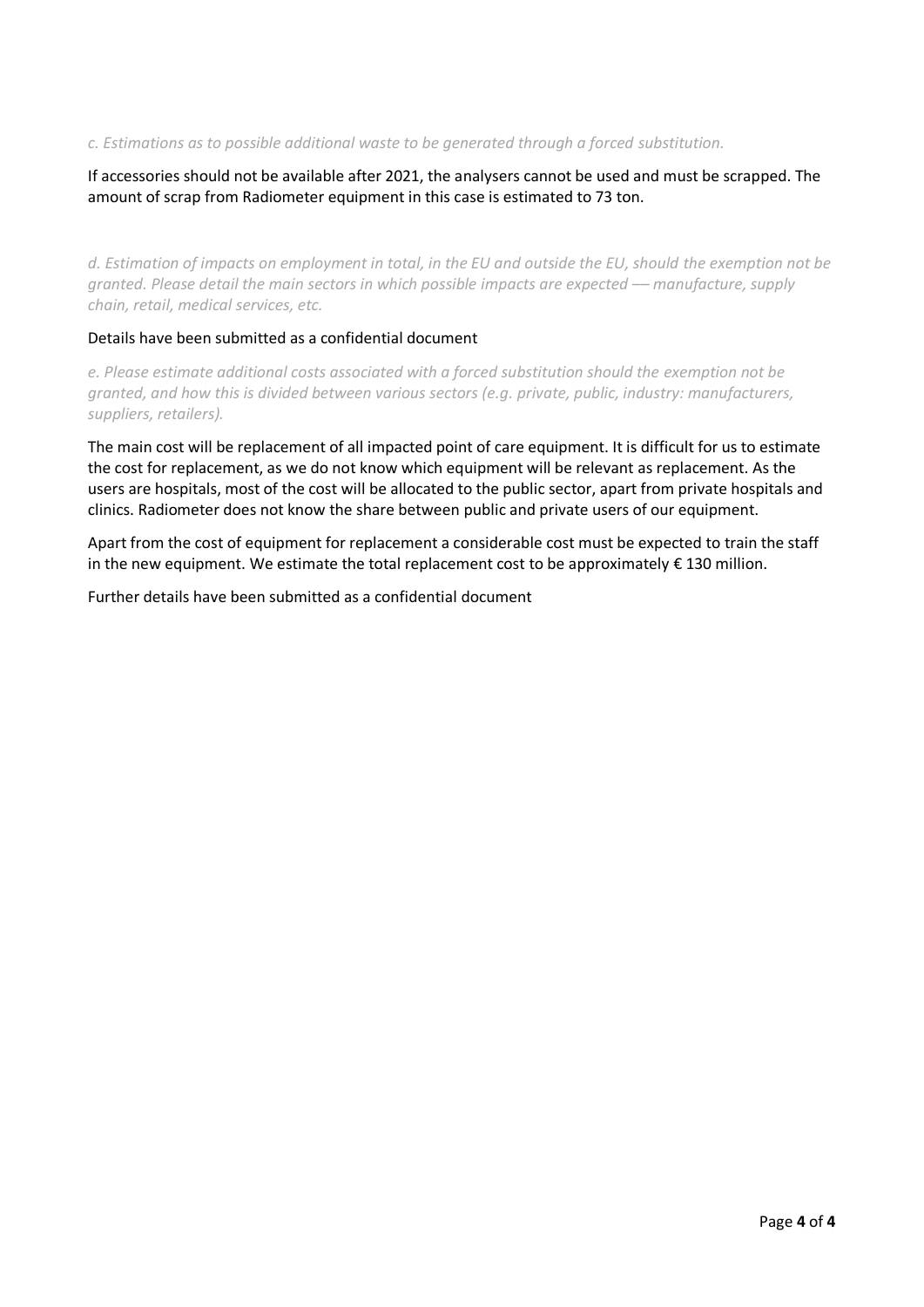*c. Estimations as to possible additional waste to be generated through a forced substitution.*

If accessories should not be available after 2021, the analysers cannot be used and must be scrapped. The amount of scrap from Radiometer equipment in this case is estimated to 73 ton.

*d. Estimation of impacts on employment in total, in the EU and outside the EU, should the exemption not be granted. Please detail the main sectors in which possible impacts are expected –– manufacture, supply chain, retail, medical services, etc.*

Details have been submitted as a confidential document

*e. Please estimate additional costs associated with a forced substitution should the exemption not be granted, and how this is divided between various sectors (e.g. private, public, industry: manufacturers, suppliers, retailers).*

The main cost will be replacement of all impacted point of care equipment. It is difficult for us to estimate the cost for replacement, as we do not know which equipment will be relevant as replacement. As the users are hospitals, most of the cost will be allocated to the public sector, apart from private hospitals and clinics. Radiometer does not know the share between public and private users of our equipment.

Apart from the cost of equipment for replacement a considerable cost must be expected to train the staff in the new equipment. We estimate the total replacement cost to be approximately € 130 million.

Further details have been submitted as a confidential document